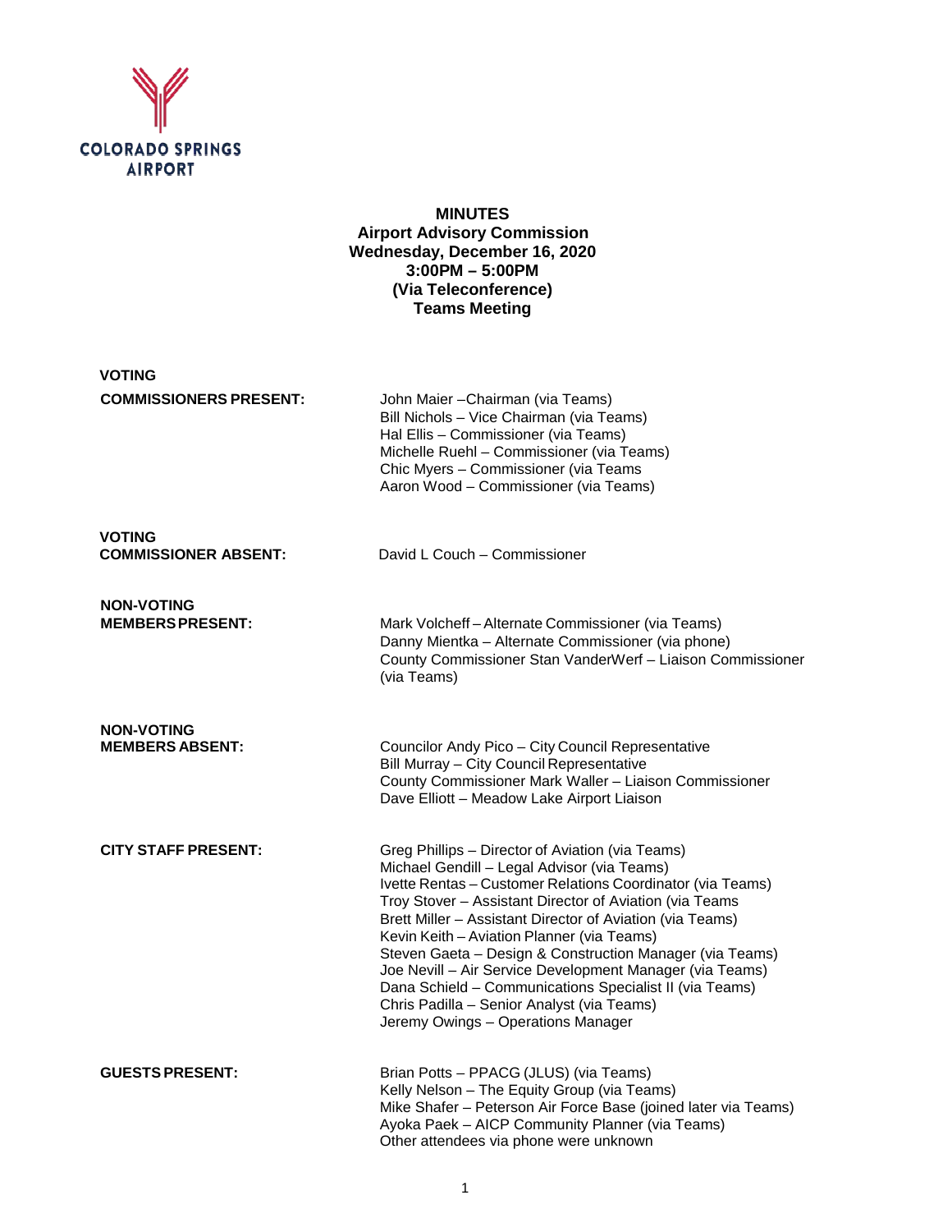COLORADO SPRINGS
AIRPORT

# MINUTES
## Airport Advisory Commission
## Wednesday, December 16, 2020
## 3:00PM – 5:00PM
## (Via Teleconference)
## Teams Meeting

**VOTING COMMISSIONERS PRESENT:**

John Maier –Chairman (via Teams)
Bill Nichols – Vice Chairman (via Teams)
Hal Ellis – Commissioner (via Teams)
Michelle Ruehl – Commissioner (via Teams)
Chic Myers – Commissioner (via Teams
Aaron Wood – Commissioner (via Teams)

**VOTING COMMISSIONER ABSENT:**

David L Couch – Commissioner

**NON-VOTING MEMBERS PRESENT:**

Mark Volcheff – Alternate Commissioner (via Teams)
Danny Mientka – Alternate Commissioner (via phone)
County Commissioner Stan VanderWerf – Liaison Commissioner (via Teams)

**NON-VOTING MEMBERS ABSENT:**

Councilor Andy Pico – City Council Representative
Bill Murray – City Council Representative
County Commissioner Mark Waller – Liaison Commissioner
Dave Elliott – Meadow Lake Airport Liaison

**CITY STAFF PRESENT:**

Greg Phillips – Director of Aviation (via Teams)
Michael Gendill – Legal Advisor (via Teams)
Ivette Rentas – Customer Relations Coordinator (via Teams)
Troy Stover – Assistant Director of Aviation (via Teams
Brett Miller – Assistant Director of Aviation (via Teams)
Kevin Keith – Aviation Planner (via Teams)
Steven Gaeta – Design & Construction Manager (via Teams)
Joe Nevill – Air Service Development Manager (via Teams)
Dana Schield – Communications Specialist II (via Teams)
Chris Padilla – Senior Analyst (via Teams)
Jeremy Owings – Operations Manager

**GUESTS PRESENT:**

Brian Potts – PPACG (JLUS) (via Teams)
Kelly Nelson – The Equity Group (via Teams)
Mike Shafer – Peterson Air Force Base (joined later via Teams)
Ayoka Paek – AICP Community Planner (via Teams)
Other attendees via phone were unknown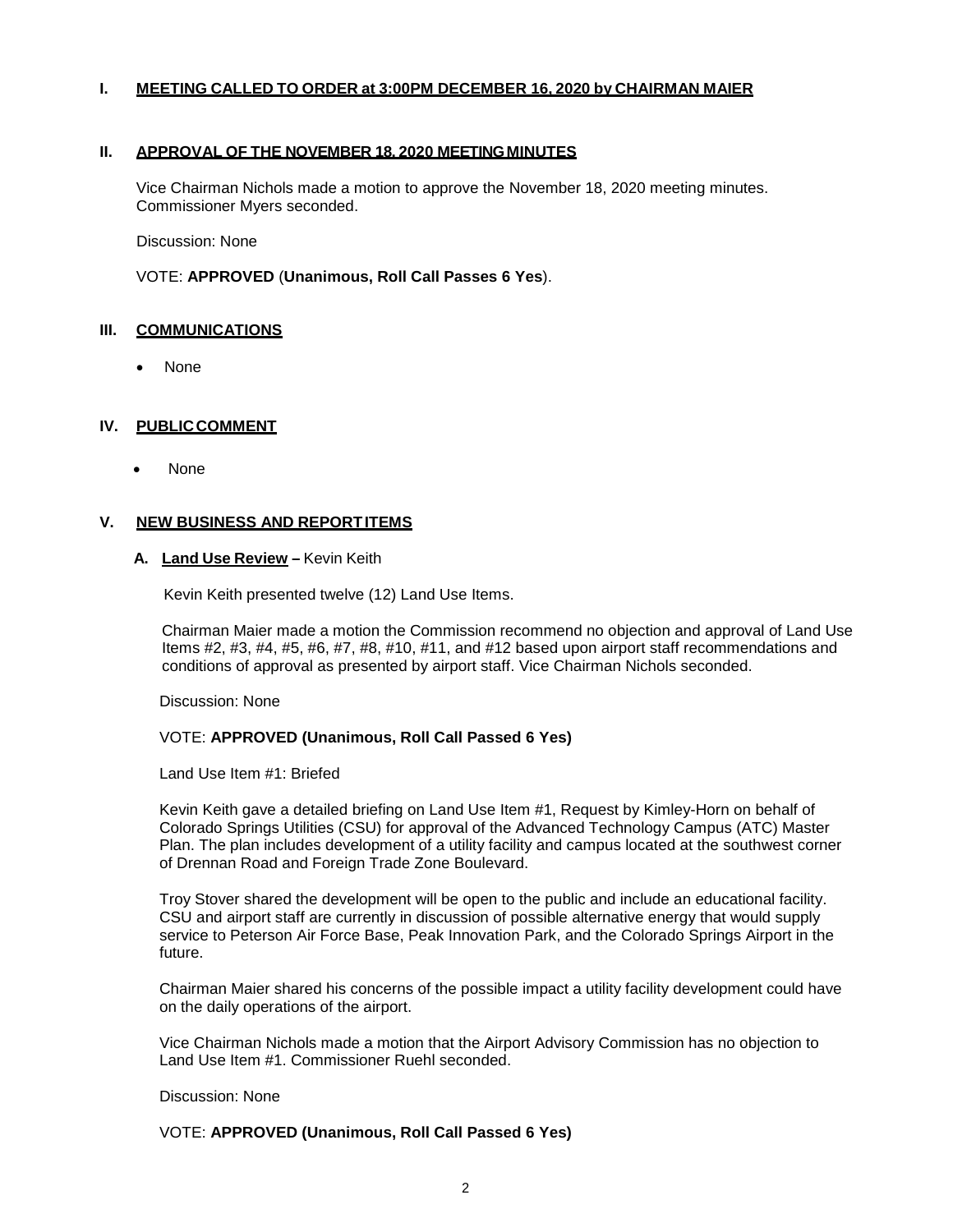## I. MEETING CALLED TO ORDER at 3:00PM DECEMBER 16, 2020 by CHAIRMAN MAIER

## II. APPROVAL OF THE NOVEMBER 18, 2020 MEETING MINUTES

Vice Chairman Nichols made a motion to approve the November 18, 2020 meeting minutes. Commissioner Myers seconded.

Discussion: None

VOTE: **APPROVED** (**Unanimous, Roll Call Passes 6 Yes**).

## III. COMMUNICATIONS

- None

## IV. PUBLIC COMMENT

- None

## V. NEW BUSINESS AND REPORT ITEMS

### A. Land Use Review – Kevin Keith

Kevin Keith presented twelve (12) Land Use Items.

Chairman Maier made a motion the Commission recommend no objection and approval of Land Use Items #2, #3, #4, #5, #6, #7, #8, #10, #11, and #12 based upon airport staff recommendations and conditions of approval as presented by airport staff. Vice Chairman Nichols seconded.

Discussion: None

VOTE: **APPROVED (Unanimous, Roll Call Passed 6 Yes)**

Land Use Item #1: Briefed

Kevin Keith gave a detailed briefing on Land Use Item #1, Request by Kimley-Horn on behalf of Colorado Springs Utilities (CSU) for approval of the Advanced Technology Campus (ATC) Master Plan. The plan includes development of a utility facility and campus located at the southwest corner of Drennan Road and Foreign Trade Zone Boulevard.

Troy Stover shared the development will be open to the public and include an educational facility. CSU and airport staff are currently in discussion of possible alternative energy that would supply service to Peterson Air Force Base, Peak Innovation Park, and the Colorado Springs Airport in the future.

Chairman Maier shared his concerns of the possible impact a utility facility development could have on the daily operations of the airport.

Vice Chairman Nichols made a motion that the Airport Advisory Commission has no objection to Land Use Item #1. Commissioner Ruehl seconded.

Discussion: None

VOTE: **APPROVED (Unanimous, Roll Call Passed 6 Yes)**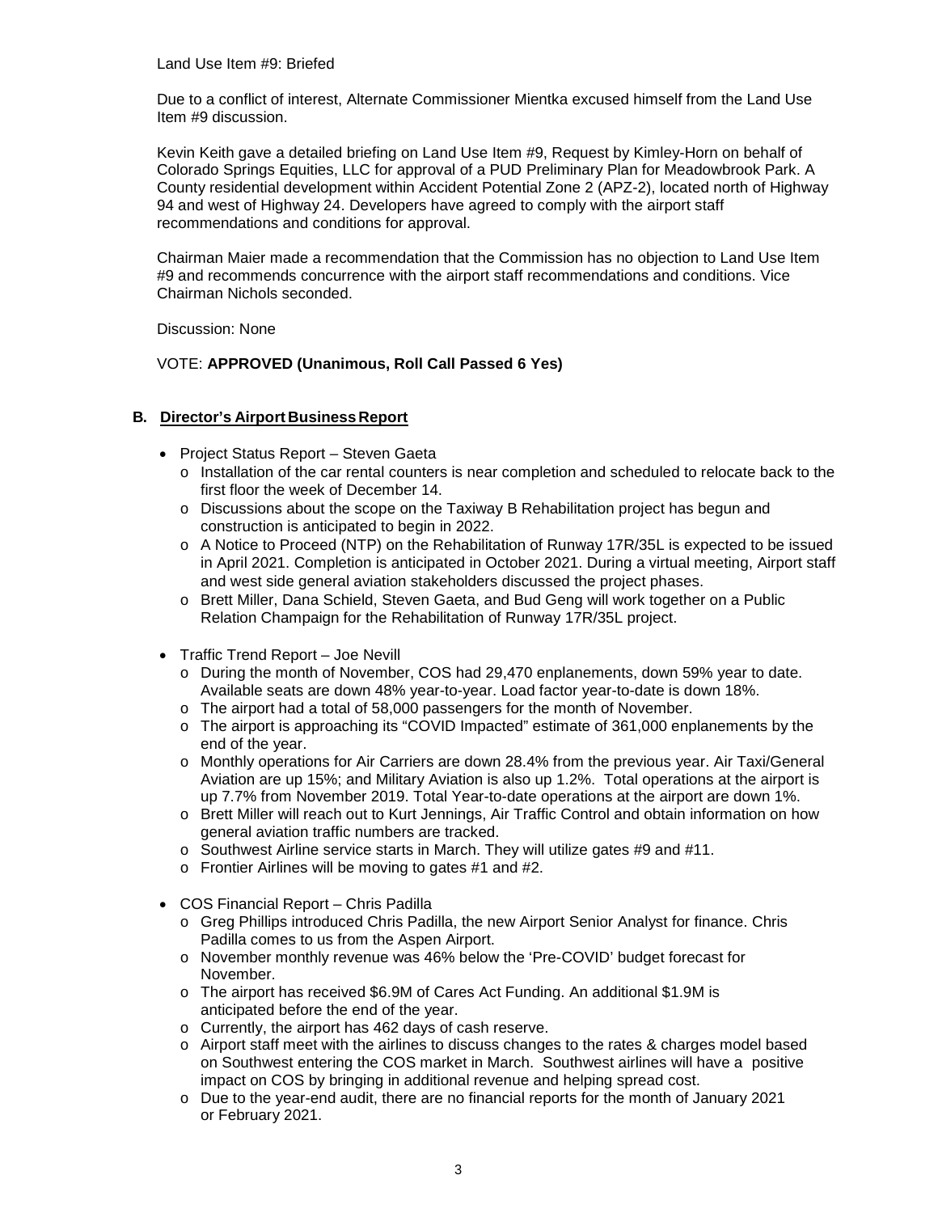Land Use Item #9: Briefed

Due to a conflict of interest, Alternate Commissioner Mientka excused himself from the Land Use Item #9 discussion.

Kevin Keith gave a detailed briefing on Land Use Item #9, Request by Kimley-Horn on behalf of Colorado Springs Equities, LLC for approval of a PUD Preliminary Plan for Meadowbrook Park. A County residential development within Accident Potential Zone 2 (APZ-2), located north of Highway 94 and west of Highway 24. Developers have agreed to comply with the airport staff recommendations and conditions for approval.

Chairman Maier made a recommendation that the Commission has no objection to Land Use Item #9 and recommends concurrence with the airport staff recommendations and conditions. Vice Chairman Nichols seconded.

Discussion: None

VOTE: **APPROVED (Unanimous, Roll Call Passed 6 Yes)**

### B. Director's Airport Business Report

- Project Status Report – Steven Gaeta
  - Installation of the car rental counters is near completion and scheduled to relocate back to the first floor the week of December 14.
  - Discussions about the scope on the Taxiway B Rehabilitation project has begun and construction is anticipated to begin in 2022.
  - A Notice to Proceed (NTP) on the Rehabilitation of Runway 17R/35L is expected to be issued in April 2021. Completion is anticipated in October 2021. During a virtual meeting, Airport staff and west side general aviation stakeholders discussed the project phases.
  - Brett Miller, Dana Schield, Steven Gaeta, and Bud Geng will work together on a Public Relation Champaign for the Rehabilitation of Runway 17R/35L project.
- Traffic Trend Report – Joe Nevill
  - During the month of November, COS had 29,470 enplanements, down 59% year to date. Available seats are down 48% year-to-year. Load factor year-to-date is down 18%.
  - The airport had a total of 58,000 passengers for the month of November.
  - The airport is approaching its "COVID Impacted" estimate of 361,000 enplanements by the end of the year.
  - Monthly operations for Air Carriers are down 28.4% from the previous year. Air Taxi/General Aviation are up 15%; and Military Aviation is also up 1.2%. Total operations at the airport is up 7.7% from November 2019. Total Year-to-date operations at the airport are down 1%.
  - Brett Miller will reach out to Kurt Jennings, Air Traffic Control and obtain information on how general aviation traffic numbers are tracked.
  - Southwest Airline service starts in March. They will utilize gates #9 and #11.
  - Frontier Airlines will be moving to gates #1 and #2.
- COS Financial Report – Chris Padilla
  - Greg Phillips introduced Chris Padilla, the new Airport Senior Analyst for finance. Chris Padilla comes to us from the Aspen Airport.
  - November monthly revenue was 46% below the 'Pre-COVID' budget forecast for November.
  - The airport has received $6.9M of Cares Act Funding. An additional $1.9M is anticipated before the end of the year.
  - Currently, the airport has 462 days of cash reserve.
  - Airport staff meet with the airlines to discuss changes to the rates & charges model based on Southwest entering the COS market in March. Southwest airlines will have a positive impact on COS by bringing in additional revenue and helping spread cost.
  - Due to the year-end audit, there are no financial reports for the month of January 2021 or February 2021.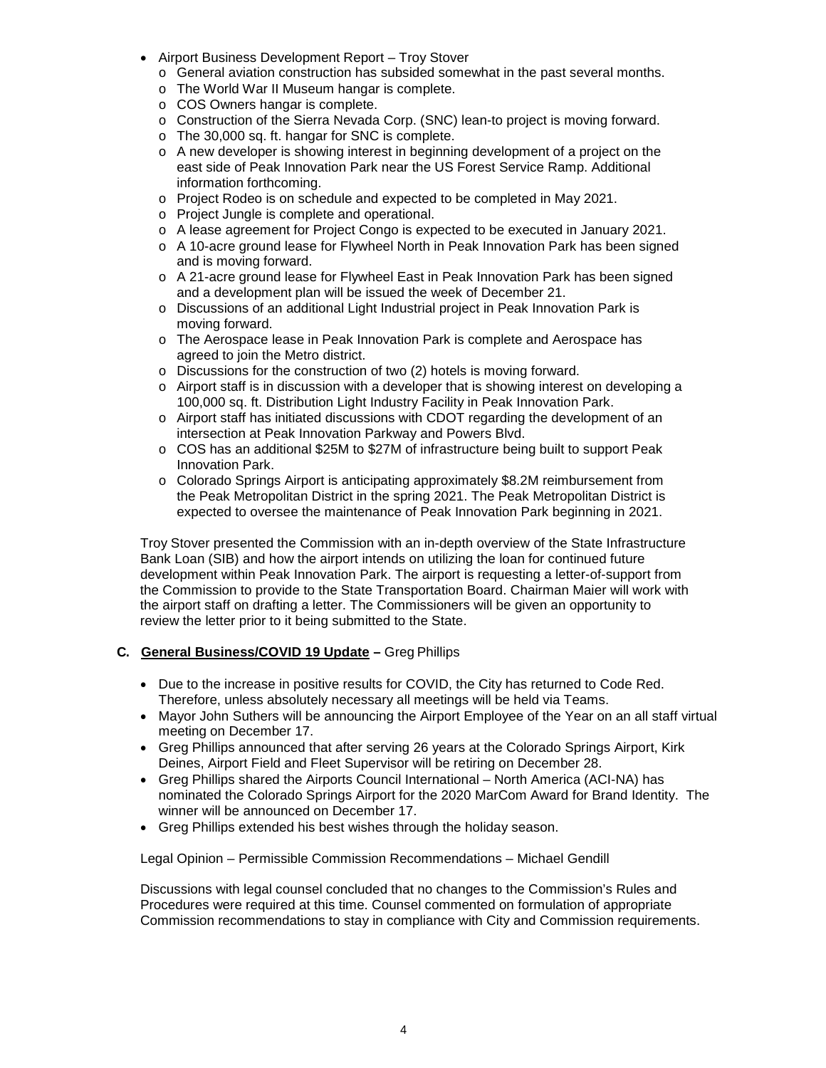- Airport Business Development Report – Troy Stover
  - General aviation construction has subsided somewhat in the past several months.
  - The World War II Museum hangar is complete.
  - COS Owners hangar is complete.
  - Construction of the Sierra Nevada Corp. (SNC) lean-to project is moving forward.
  - The 30,000 sq. ft. hangar for SNC is complete.
  - A new developer is showing interest in beginning development of a project on the east side of Peak Innovation Park near the US Forest Service Ramp. Additional information forthcoming.
  - Project Rodeo is on schedule and expected to be completed in May 2021.
  - Project Jungle is complete and operational.
  - A lease agreement for Project Congo is expected to be executed in January 2021.
  - A 10-acre ground lease for Flywheel North in Peak Innovation Park has been signed and is moving forward.
  - A 21-acre ground lease for Flywheel East in Peak Innovation Park has been signed and a development plan will be issued the week of December 21.
  - Discussions of an additional Light Industrial project in Peak Innovation Park is moving forward.
  - The Aerospace lease in Peak Innovation Park is complete and Aerospace has agreed to join the Metro district.
  - Discussions for the construction of two (2) hotels is moving forward.
  - Airport staff is in discussion with a developer that is showing interest on developing a 100,000 sq. ft. Distribution Light Industry Facility in Peak Innovation Park.
  - Airport staff has initiated discussions with CDOT regarding the development of an intersection at Peak Innovation Parkway and Powers Blvd.
  - COS has an additional $25M to $27M of infrastructure being built to support Peak Innovation Park.
  - Colorado Springs Airport is anticipating approximately $8.2M reimbursement from the Peak Metropolitan District in the spring 2021. The Peak Metropolitan District is expected to oversee the maintenance of Peak Innovation Park beginning in 2021.

Troy Stover presented the Commission with an in-depth overview of the State Infrastructure Bank Loan (SIB) and how the airport intends on utilizing the loan for continued future development within Peak Innovation Park. The airport is requesting a letter-of-support from the Commission to provide to the State Transportation Board. Chairman Maier will work with the airport staff on drafting a letter. The Commissioners will be given an opportunity to review the letter prior to it being submitted to the State.

### C. **General Business/COVID 19 Update –** Greg Phillips

- Due to the increase in positive results for COVID, the City has returned to Code Red. Therefore, unless absolutely necessary all meetings will be held via Teams.
- Mayor John Suthers will be announcing the Airport Employee of the Year on an all staff virtual meeting on December 17.
- Greg Phillips announced that after serving 26 years at the Colorado Springs Airport, Kirk Deines, Airport Field and Fleet Supervisor will be retiring on December 28.
- Greg Phillips shared the Airports Council International – North America (ACI-NA) has nominated the Colorado Springs Airport for the 2020 MarCom Award for Brand Identity. The winner will be announced on December 17.
- Greg Phillips extended his best wishes through the holiday season.

Legal Opinion – Permissible Commission Recommendations – Michael Gendill

Discussions with legal counsel concluded that no changes to the Commission's Rules and Procedures were required at this time. Counsel commented on formulation of appropriate Commission recommendations to stay in compliance with City and Commission requirements.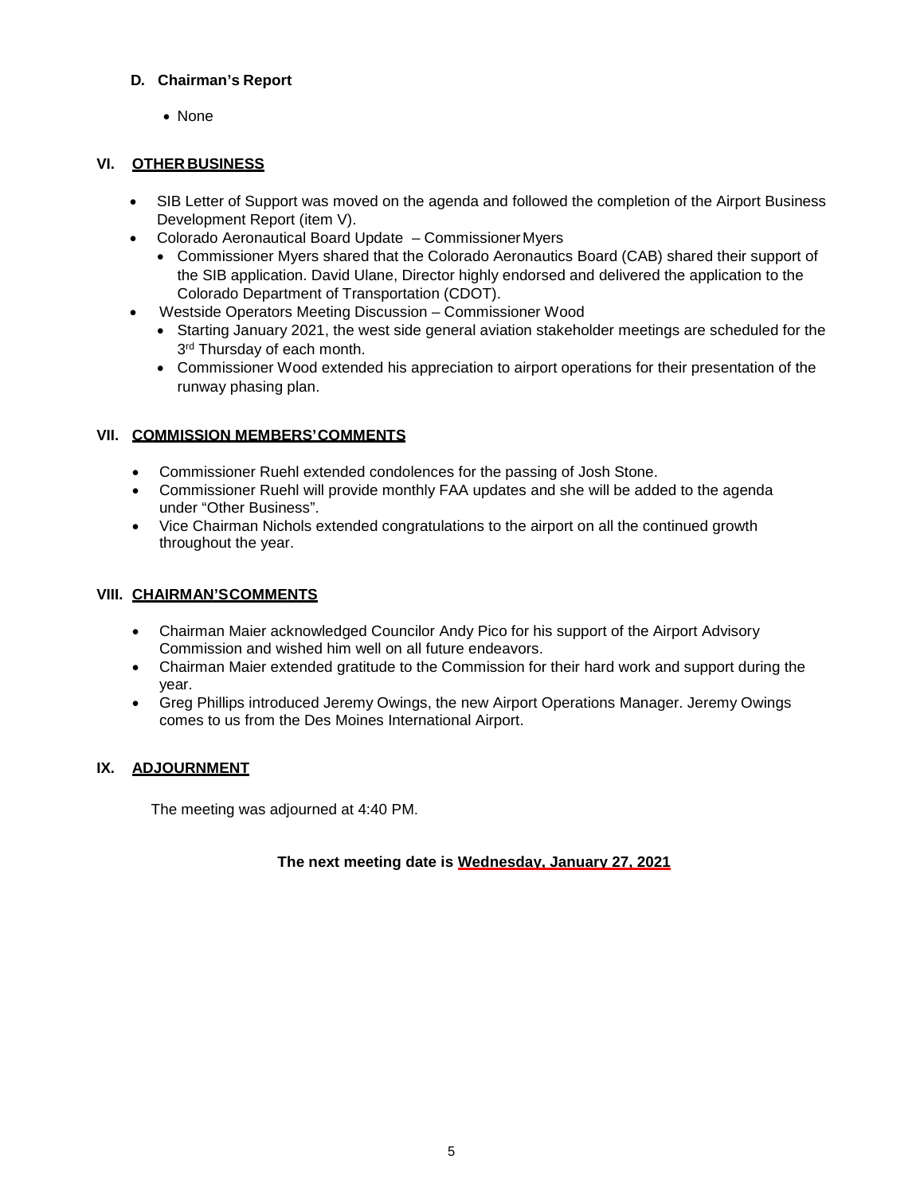### D. Chairman's Report

- None

## VI. OTHER BUSINESS

- SIB Letter of Support was moved on the agenda and followed the completion of the Airport Business Development Report (item V).
- Colorado Aeronautical Board Update – Commissioner Myers
  - Commissioner Myers shared that the Colorado Aeronautics Board (CAB) shared their support of the SIB application. David Ulane, Director highly endorsed and delivered the application to the Colorado Department of Transportation (CDOT).
- Westside Operators Meeting Discussion – Commissioner Wood
  - Starting January 2021, the west side general aviation stakeholder meetings are scheduled for the 3rd Thursday of each month.
  - Commissioner Wood extended his appreciation to airport operations for their presentation of the runway phasing plan.

## VII. COMMISSION MEMBERS' COMMENTS

- Commissioner Ruehl extended condolences for the passing of Josh Stone.
- Commissioner Ruehl will provide monthly FAA updates and she will be added to the agenda under "Other Business".
- Vice Chairman Nichols extended congratulations to the airport on all the continued growth throughout the year.

## VIII. CHAIRMAN'S COMMENTS

- Chairman Maier acknowledged Councilor Andy Pico for his support of the Airport Advisory Commission and wished him well on all future endeavors.
- Chairman Maier extended gratitude to the Commission for their hard work and support during the year.
- Greg Phillips introduced Jeremy Owings, the new Airport Operations Manager. Jeremy Owings comes to us from the Des Moines International Airport.

## IX. ADJOURNMENT

The meeting was adjourned at 4:40 PM.

**The next meeting date is Wednesday, January 27, 2021**